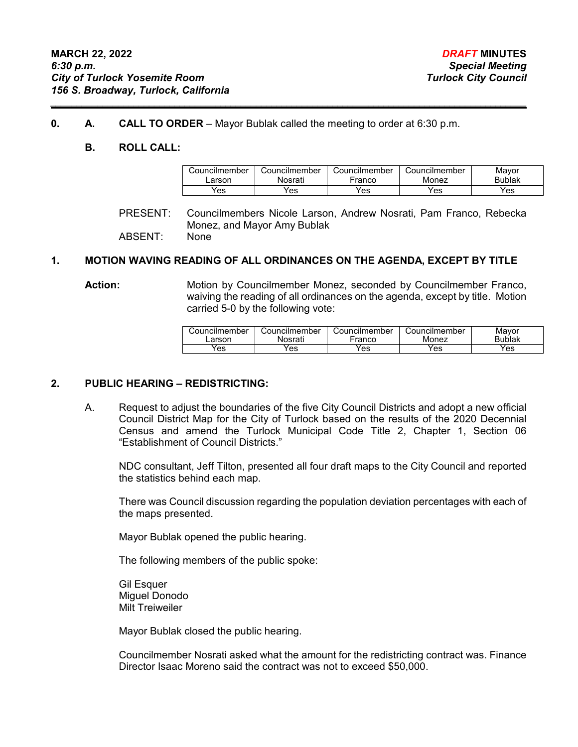**MARCH 22, 2022**
***6:30 p.m.***
***City of Turlock Yosemite Room***
***156 S. Broadway, Turlock, California***

**DRAFT MINUTES**
***Special Meeting***
***Turlock City Council***

---

**0. A. CALL TO ORDER** – Mayor Bublak called the meeting to order at 6:30 p.m.

**B. ROLL CALL:**

| Councilmember Larson | Councilmember Nosrati | Councilmember Franco | Councilmember Monez | Mayor Bublak |
|---|---|---|---|---|
| Yes | Yes | Yes | Yes | Yes |

PRESENT: Councilmembers Nicole Larson, Andrew Nosrati, Pam Franco, Rebecka Monez, and Mayor Amy Bublak

ABSENT: None

**1. MOTION WAVING READING OF ALL ORDINANCES ON THE AGENDA, EXCEPT BY TITLE**

**Action:** Motion by Councilmember Monez, seconded by Councilmember Franco, waiving the reading of all ordinances on the agenda, except by title. Motion carried 5-0 by the following vote:

| Councilmember Larson | Councilmember Nosrati | Councilmember Franco | Councilmember Monez | Mayor Bublak |
|---|---|---|---|---|
| Yes | Yes | Yes | Yes | Yes |

**2. PUBLIC HEARING – REDISTRICTING:**

A. Request to adjust the boundaries of the five City Council Districts and adopt a new official Council District Map for the City of Turlock based on the results of the 2020 Decennial Census and amend the Turlock Municipal Code Title 2, Chapter 1, Section 06 "Establishment of Council Districts."

NDC consultant, Jeff Tilton, presented all four draft maps to the City Council and reported the statistics behind each map.

There was Council discussion regarding the population deviation percentages with each of the maps presented.

Mayor Bublak opened the public hearing.

The following members of the public spoke:

Gil Esquer
Miguel Donodo
Milt Treiweiler

Mayor Bublak closed the public hearing.

Councilmember Nosrati asked what the amount for the redistricting contract was. Finance Director Isaac Moreno said the contract was not to exceed $50,000.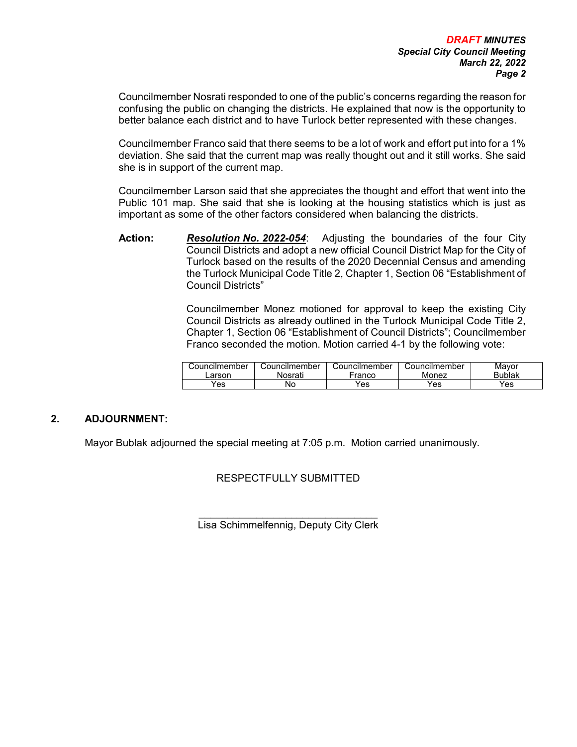Councilmember Nosrati responded to one of the public's concerns regarding the reason for confusing the public on changing the districts. He explained that now is the opportunity to better balance each district and to have Turlock better represented with these changes.

Councilmember Franco said that there seems to be a lot of work and effort put into for a 1% deviation. She said that the current map was really thought out and it still works. She said she is in support of the current map.

Councilmember Larson said that she appreciates the thought and effort that went into the Public 101 map. She said that she is looking at the housing statistics which is just as important as some of the other factors considered when balancing the districts.

**Action:** ***Resolution No. 2022-054***: Adjusting the boundaries of the four City Council Districts and adopt a new official Council District Map for the City of Turlock based on the results of the 2020 Decennial Census and amending the Turlock Municipal Code Title 2, Chapter 1, Section 06 "Establishment of Council Districts"

Councilmember Monez motioned for approval to keep the existing City Council Districts as already outlined in the Turlock Municipal Code Title 2, Chapter 1, Section 06 "Establishment of Council Districts"; Councilmember Franco seconded the motion. Motion carried 4-1 by the following vote:

| Councilmember Larson | Councilmember Nosrati | Councilmember Franco | Councilmember Monez | Mayor Bublak |
|---|---|---|---|---|
| Yes | No | Yes | Yes | Yes |

## 2. ADJOURNMENT:

Mayor Bublak adjourned the special meeting at 7:05 p.m. Motion carried unanimously.

RESPECTFULLY SUBMITTED

\_\_\_\_\_\_\_\_\_\_\_\_\_\_\_\_\_\_\_\_\_\_\_\_\_\_\_\_\_\_\_\_

Lisa Schimmelfennig, Deputy City Clerk